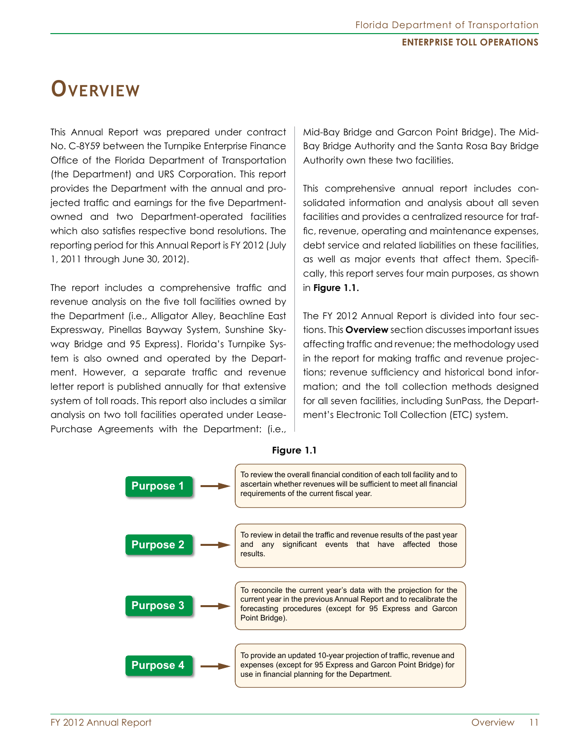# Overview

This Annual Report was prepared under contract No. C-8Y59 between the Turnpike Enterprise Finance Office of the Florida Department of Transportation (the Department) and URS Corporation. This report provides the Department with the annual and projected traffic and earnings for the five Department-owned and two Department-operated facilities which also satisfies respective bond resolutions. The reporting period for this Annual Report is FY 2012 (July 1, 2011 through June 30, 2012).

The report includes a comprehensive traffic and revenue analysis on the five toll facilities owned by the Department (i.e., Alligator Alley, Beachline East Expressway, Pinellas Bayway System, Sunshine Skyway Bridge and 95 Express). Florida's Turnpike System is also owned and operated by the Department. However, a separate traffic and revenue letter report is published annually for that extensive system of toll roads. This report also includes a similar analysis on two toll facilities operated under Lease-Purchase Agreements with the Department: (i.e., Mid-Bay Bridge and Garcon Point Bridge). The Mid-Bay Bridge Authority and the Santa Rosa Bay Bridge Authority own these two facilities.

This comprehensive annual report includes consolidated information and analysis about all seven facilities and provides a centralized resource for traffic, revenue, operating and maintenance expenses, debt service and related liabilities on these facilities, as well as major events that affect them. Specifically, this report serves four main purposes, as shown in **Figure 1.1.**

The FY 2012 Annual Report is divided into four sections. This **Overview** section discusses important issues affecting traffic and revenue; the methodology used in the report for making traffic and revenue projections; revenue sufficiency and historical bond information; and the toll collection methods designed for all seven facilities, including SunPass, the Department's Electronic Toll Collection (ETC) system.

**Figure 1.1**

- **Purpose 1** → To review the overall financial condition of each toll facility and to ascertain whether revenues will be sufficient to meet all financial requirements of the current fiscal year.
- **Purpose 2** → To review in detail the traffic and revenue results of the past year and any significant events that have affected those results.
- **Purpose 3** → To reconcile the current year's data with the projection for the current year in the previous Annual Report and to recalibrate the forecasting procedures (except for 95 Express and Garcon Point Bridge).
- **Purpose 4** → To provide an updated 10-year projection of traffic, revenue and expenses (except for 95 Express and Garcon Point Bridge) for use in financial planning for the Department.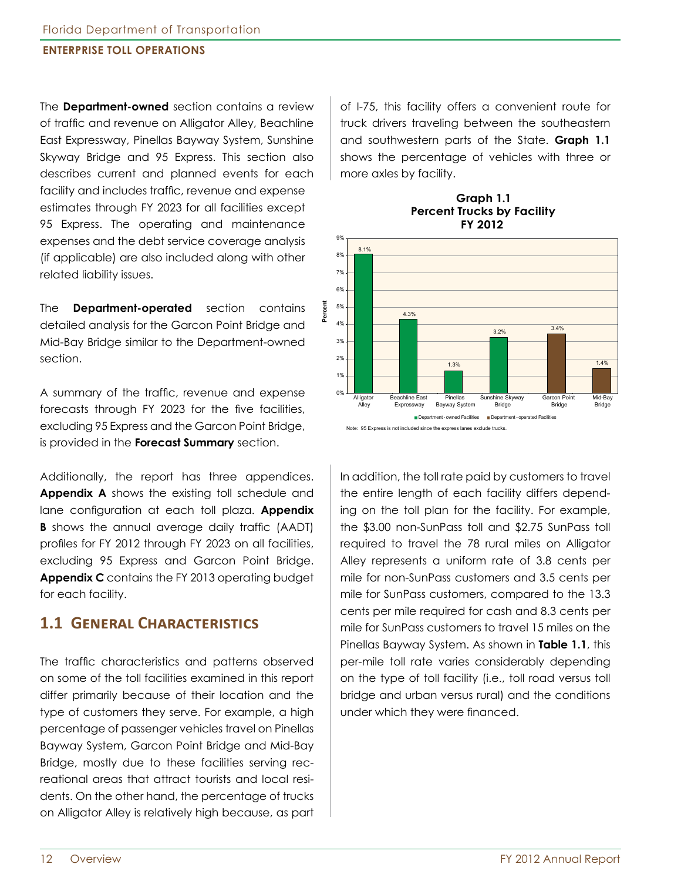The **Department-owned** section contains a review of traffic and revenue on Alligator Alley, Beachline East Expressway, Pinellas Bayway System, Sunshine Skyway Bridge and 95 Express. This section also describes current and planned events for each facility and includes traffic, revenue and expense estimates through FY 2023 for all facilities except 95 Express. The operating and maintenance expenses and the debt service coverage analysis (if applicable) are also included along with other related liability issues.

The **Department-operated** section contains detailed analysis for the Garcon Point Bridge and Mid-Bay Bridge similar to the Department-owned section.

A summary of the traffic, revenue and expense forecasts through FY 2023 for the five facilities, excluding 95 Express and the Garcon Point Bridge, is provided in the **Forecast Summary** section.

Additionally, the report has three appendices. **Appendix A** shows the existing toll schedule and lane configuration at each toll plaza. **Appendix B** shows the annual average daily traffic (AADT) profiles for FY 2012 through FY 2023 on all facilities, excluding 95 Express and Garcon Point Bridge. **Appendix C** contains the FY 2013 operating budget for each facility.

## 1.1 General Characteristics

The traffic characteristics and patterns observed on some of the toll facilities examined in this report differ primarily because of their location and the type of customers they serve. For example, a high percentage of passenger vehicles travel on Pinellas Bayway System, Garcon Point Bridge and Mid-Bay Bridge, mostly due to these facilities serving recreational areas that attract tourists and local residents. On the other hand, the percentage of trucks on Alligator Alley is relatively high because, as part of I-75, this facility offers a convenient route for truck drivers traveling between the southeastern and southwestern parts of the State. **Graph 1.1** shows the percentage of vehicles with three or more axles by facility.

**Graph 1.1**
**Percent Trucks by Facility**
**FY 2012**

| Facility | Type | Percent |
|---|---|---|
| Alligator Alley | Department-owned Facilities | 8.1% |
| Beachline East Expressway | Department-owned Facilities | 4.3% |
| Pinellas Bayway System | Department-owned Facilities | 1.3% |
| Sunshine Skyway Bridge | Department-owned Facilities | 3.2% |
| Garcon Point Bridge | Department-operated Facilities | 3.4% |
| Mid-Bay Bridge | Department-operated Facilities | 1.4% |

Note: 95 Express is not included since the express lanes exclude trucks.

In addition, the toll rate paid by customers to travel the entire length of each facility differs depending on the toll plan for the facility. For example, the $3.00 non-SunPass toll and $2.75 SunPass toll required to travel the 78 rural miles on Alligator Alley represents a uniform rate of 3.8 cents per mile for non-SunPass customers and 3.5 cents per mile for SunPass customers, compared to the 13.3 cents per mile required for cash and 8.3 cents per mile for SunPass customers to travel 15 miles on the Pinellas Bayway System. As shown in **Table 1.1**, this per-mile toll rate varies considerably depending on the type of toll facility (i.e., toll road versus toll bridge and urban versus rural) and the conditions under which they were financed.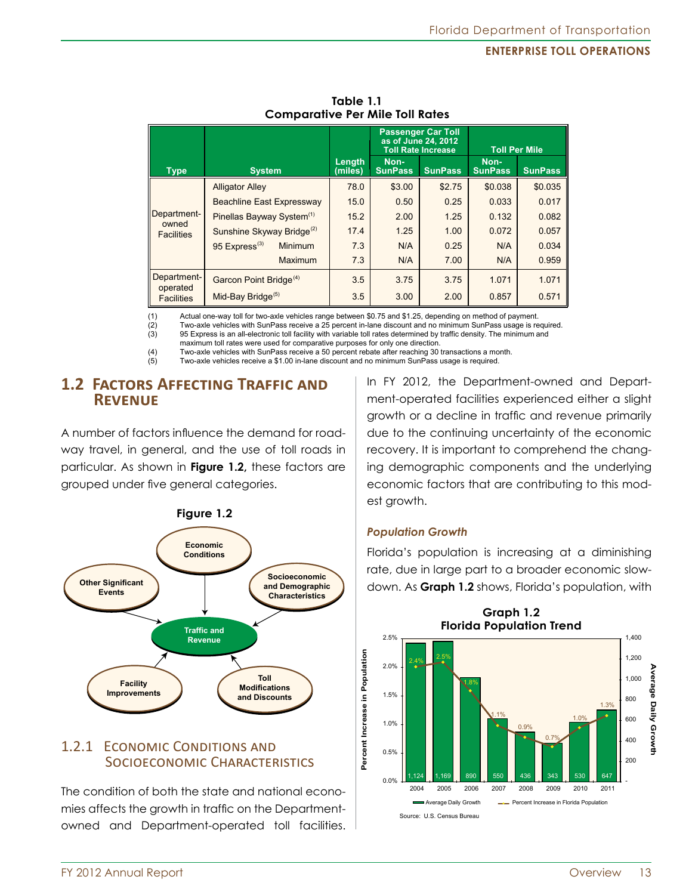**Table 1.1**
**Comparative Per Mile Toll Rates**

| Type | System | | Length (miles) | Passenger Car Toll as of June 24, 2012 Toll Rate Increase | | Toll Per Mile | |
|---|---|---|---|---|---|---|---|
| | | | | Non-SunPass | SunPass | Non-SunPass | SunPass |
| Department-owned Facilities | Alligator Alley | | 78.0 | $3.00 | $2.75 | $0.038 | $0.035 |
| | Beachline East Expressway | | 15.0 | 0.50 | 0.25 | 0.033 | 0.017 |
| | Pinellas Bayway System(1) | | 15.2 | 2.00 | 1.25 | 0.132 | 0.082 |
| | Sunshine Skyway Bridge(2) | | 17.4 | 1.25 | 1.00 | 0.072 | 0.057 |
| | 95 Express(3) | Minimum | 7.3 | N/A | 0.25 | N/A | 0.034 |
| | | Maximum | 7.3 | N/A | 7.00 | N/A | 0.959 |
| Department-operated Facilities | Garcon Point Bridge(4) | | 3.5 | 3.75 | 3.75 | 1.071 | 1.071 |
| | Mid-Bay Bridge(5) | | 3.5 | 3.00 | 2.00 | 0.857 | 0.571 |

(1) Actual one-way toll for two-axle vehicles range between $0.75 and $1.25, depending on method of payment.
(2) Two-axle vehicles with SunPass receive a 25 percent in-lane discount and no minimum SunPass usage is required.
(3) 95 Express is an all-electronic toll facility with variable toll rates determined by traffic density. The minimum and maximum toll rates were used for comparative purposes for only one direction.
(4) Two-axle vehicles with SunPass receive a 50 percent rebate after reaching 30 transactions a month.
(5) Two-axle vehicles receive a $1.00 in-lane discount and no minimum SunPass usage is required.

## 1.2 Factors Affecting Traffic and Revenue

A number of factors influence the demand for roadway travel, in general, and the use of toll roads in particular. As shown in **Figure 1.2,** these factors are grouped under five general categories.

**Figure 1.2**

Economic Conditions; Socioeconomic and Demographic Characteristics; Toll Modifications and Discounts; Facility Improvements; Other Significant Events → Traffic and Revenue

### 1.2.1 Economic Conditions and Socioeconomic Characteristics

The condition of both the state and national economies affects the growth in traffic on the Department-owned and Department-operated toll facilities. In FY 2012, the Department-owned and Department-operated facilities experienced either a slight growth or a decline in traffic and revenue primarily due to the continuing uncertainty of the economic recovery. It is important to comprehend the changing demographic components and the underlying economic factors that are contributing to this modest growth.

#### *Population Growth*

Florida's population is increasing at a diminishing rate, due in large part to a broader economic slowdown. As **Graph 1.2** shows, Florida's population, with

**Graph 1.2**
**Florida Population Trend**

| Year | Percent Increase in Florida Population | Average Daily Growth |
|---|---|---|
| 2004 | 2.4% | 1,124 |
| 2005 | 2.5% | 1,169 |
| 2006 | 1.8% | 890 |
| 2007 | 1.1% | 550 |
| 2008 | 0.9% | 436 |
| 2009 | 0.7% | 343 |
| 2010 | 1.0% | 530 |
| 2011 | 1.3% | 647 |

Source: U.S. Census Bureau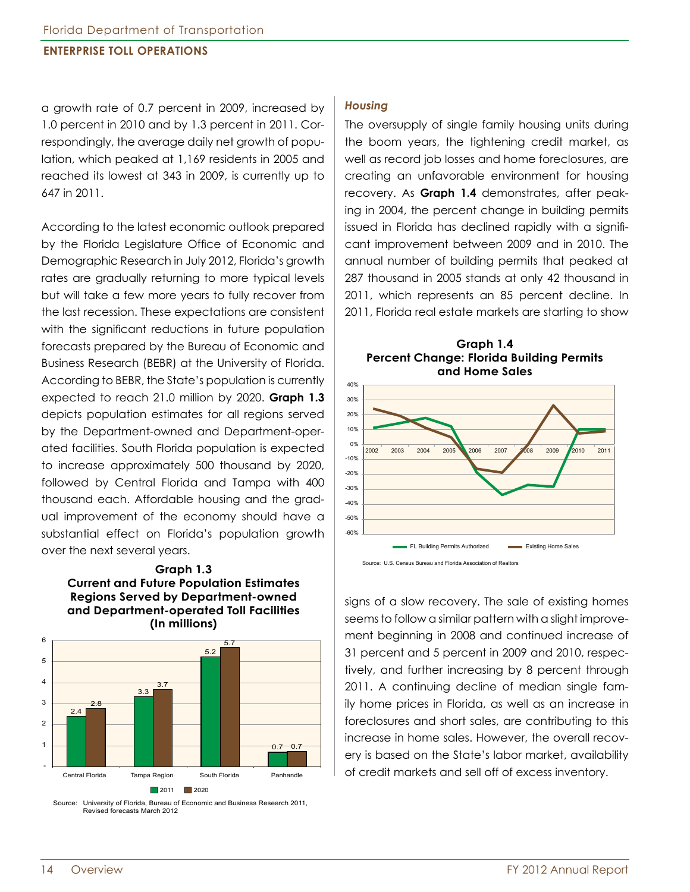a growth rate of 0.7 percent in 2009, increased by 1.0 percent in 2010 and by 1.3 percent in 2011. Correspondingly, the average daily net growth of population, which peaked at 1,169 residents in 2005 and reached its lowest at 343 in 2009, is currently up to 647 in 2011.

According to the latest economic outlook prepared by the Florida Legislature Office of Economic and Demographic Research in July 2012, Florida's growth rates are gradually returning to more typical levels but will take a few more years to fully recover from the last recession. These expectations are consistent with the significant reductions in future population forecasts prepared by the Bureau of Economic and Business Research (BEBR) at the University of Florida. According to BEBR, the State's population is currently expected to reach 21.0 million by 2020. **Graph 1.3** depicts population estimates for all regions served by the Department-owned and Department-operated facilities. South Florida population is expected to increase approximately 500 thousand by 2020, followed by Central Florida and Tampa with 400 thousand each. Affordable housing and the gradual improvement of the economy should have a substantial effect on Florida's population growth over the next several years.

**Graph 1.3**
**Current and Future Population Estimates Regions Served by Department-owned and Department-operated Toll Facilities (In millions)**

| Region | 2011 | 2020 |
|---|---|---|
| Central Florida | 2.4 | 2.8 |
| Tampa Region | 3.3 | 3.7 |
| South Florida | 5.2 | 5.7 |
| Panhandle | 0.7 | 0.7 |

Source: University of Florida, Bureau of Economic and Business Research 2011, Revised forecasts March 2012

### *Housing*

The oversupply of single family housing units during the boom years, the tightening credit market, as well as record job losses and home foreclosures, are creating an unfavorable environment for housing recovery. As **Graph 1.4** demonstrates, after peaking in 2004, the percent change in building permits issued in Florida has declined rapidly with a significant improvement between 2009 and in 2010. The annual number of building permits that peaked at 287 thousand in 2005 stands at only 42 thousand in 2011, which represents an 85 percent decline. In 2011, Florida real estate markets are starting to show signs of a slow recovery. The sale of existing homes seems to follow a similar pattern with a slight improvement beginning in 2008 and continued increase of 31 percent and 5 percent in 2009 and 2010, respectively, and further increasing by 8 percent through 2011. A continuing decline of median single family home prices in Florida, as well as an increase in foreclosures and short sales, are contributing to this increase in home sales. However, the overall recovery is based on the State's labor market, availability of credit markets and sell off of excess inventory.

**Graph 1.4**
**Percent Change: Florida Building Permits and Home Sales**

Legend: FL Building Permits Authorized; Existing Home Sales

Years: 2002, 2003, 2004, 2005, 2006, 2007, 2008, 2009, 2010, 2011

Source: U.S. Census Bureau and Florida Association of Realtors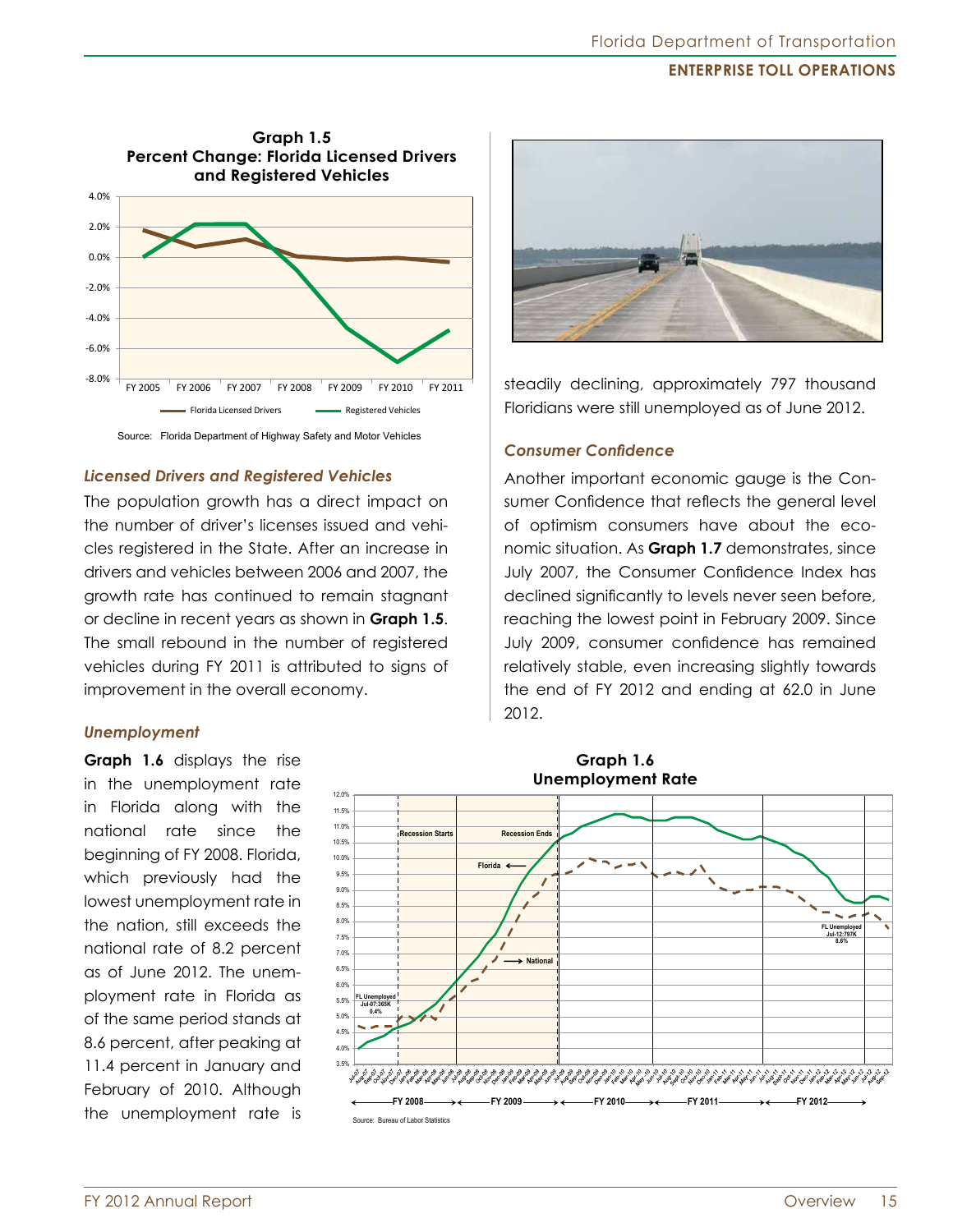**Graph 1.5**
**Percent Change: Florida Licensed Drivers and Registered Vehicles**

Source: Florida Department of Highway Safety and Motor Vehicles

### *Licensed Drivers and Registered Vehicles*

The population growth has a direct impact on the number of driver's licenses issued and vehicles registered in the State. After an increase in drivers and vehicles between 2006 and 2007, the growth rate has continued to remain stagnant or decline in recent years as shown in **Graph 1.5**. The small rebound in the number of registered vehicles during FY 2011 is attributed to signs of improvement in the overall economy.

### *Unemployment*

**Graph 1.6** displays the rise in the unemployment rate in Florida along with the national rate since the beginning of FY 2008. Florida, which previously had the lowest unemployment rate in the nation, still exceeds the national rate of 8.2 percent as of June 2012. The unemployment rate in Florida as of the same period stands at 8.6 percent, after peaking at 11.4 percent in January and February of 2010. Although the unemployment rate is steadily declining, approximately 797 thousand Floridians were still unemployed as of June 2012.

### *Consumer Confidence*

Another important economic gauge is the Consumer Confidence that reflects the general level of optimism consumers have about the economic situation. As **Graph 1.7** demonstrates, since July 2007, the Consumer Confidence Index has declined significantly to levels never seen before, reaching the lowest point in February 2009. Since July 2009, consumer confidence has remained relatively stable, even increasing slightly towards the end of FY 2012 and ending at 62.0 in June 2012.

**Graph 1.6**
**Unemployment Rate**

Source: Bureau of Labor Statistics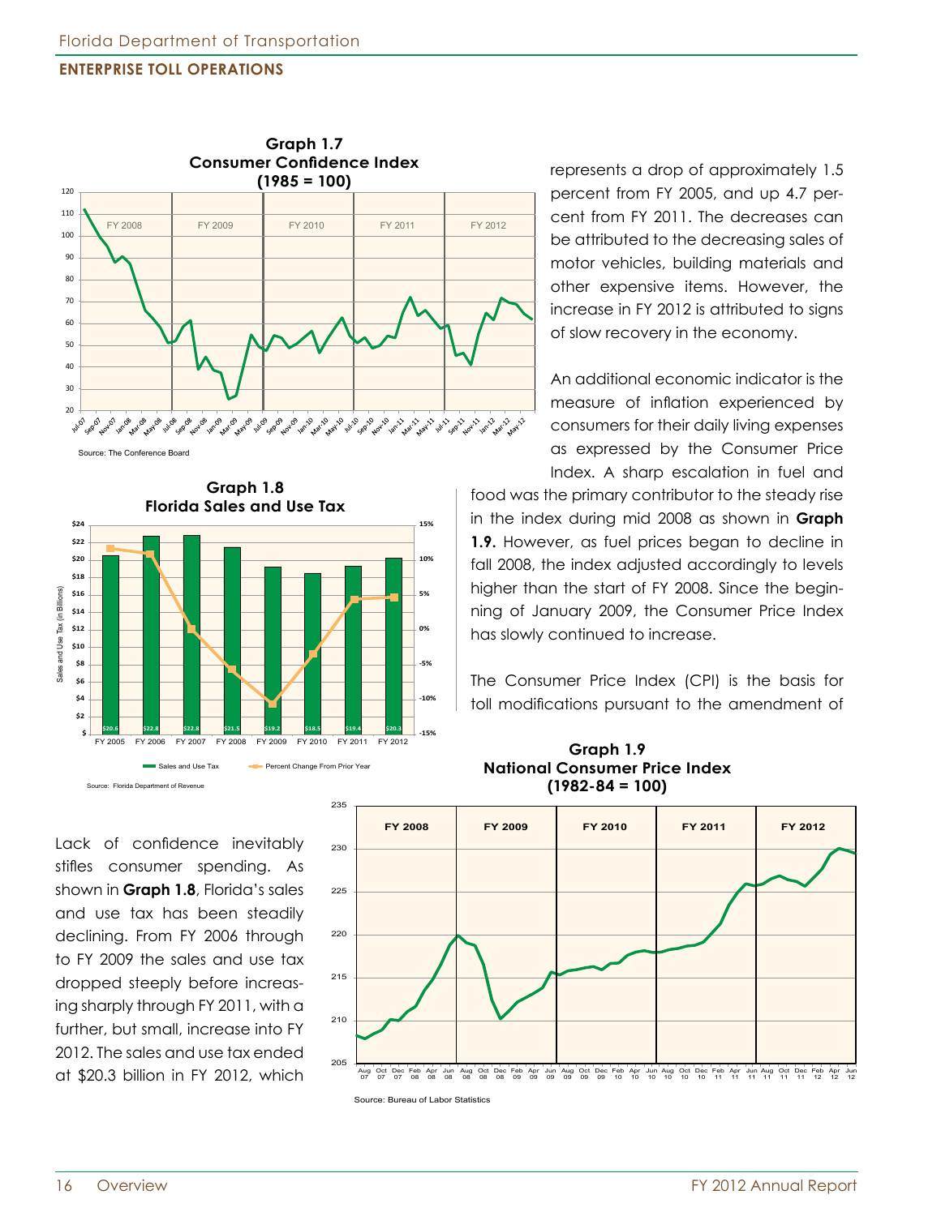**Graph 1.7**
**Consumer Confidence Index**
**(1985 = 100)**

Source: The Conference Board

**Graph 1.8**
**Florida Sales and Use Tax**

| | FY 2005 | FY 2006 | FY 2007 | FY 2008 | FY 2009 | FY 2010 | FY 2011 | FY 2012 |
|---|---|---|---|---|---|---|---|---|
| Sales and Use Tax (in Billions) | $20.6 | $22.8 | $22.8 | $21.5 | $19.2 | $18.5 | $19.4 | $20.3 |

Source: Florida Department of Revenue

Lack of confidence inevitably stifles consumer spending. As shown in **Graph 1.8**, Florida's sales and use tax has been steadily declining. From FY 2006 through to FY 2009 the sales and use tax dropped steeply before increasing sharply through FY 2011, with a further, but small, increase into FY 2012. The sales and use tax ended at $20.3 billion in FY 2012, which represents a drop of approximately 1.5 percent from FY 2005, and up 4.7 percent from FY 2011. The decreases can be attributed to the decreasing sales of motor vehicles, building materials and other expensive items. However, the increase in FY 2012 is attributed to signs of slow recovery in the economy.

An additional economic indicator is the measure of inflation experienced by consumers for their daily living expenses as expressed by the Consumer Price Index. A sharp escalation in fuel and food was the primary contributor to the steady rise in the index during mid 2008 as shown in **Graph 1.9.** However, as fuel prices began to decline in fall 2008, the index adjusted accordingly to levels higher than the start of FY 2008. Since the beginning of January 2009, the Consumer Price Index has slowly continued to increase.

The Consumer Price Index (CPI) is the basis for toll modifications pursuant to the amendment of

**Graph 1.9**
**National Consumer Price Index**
**(1982-84 = 100)**

Source: Bureau of Labor Statistics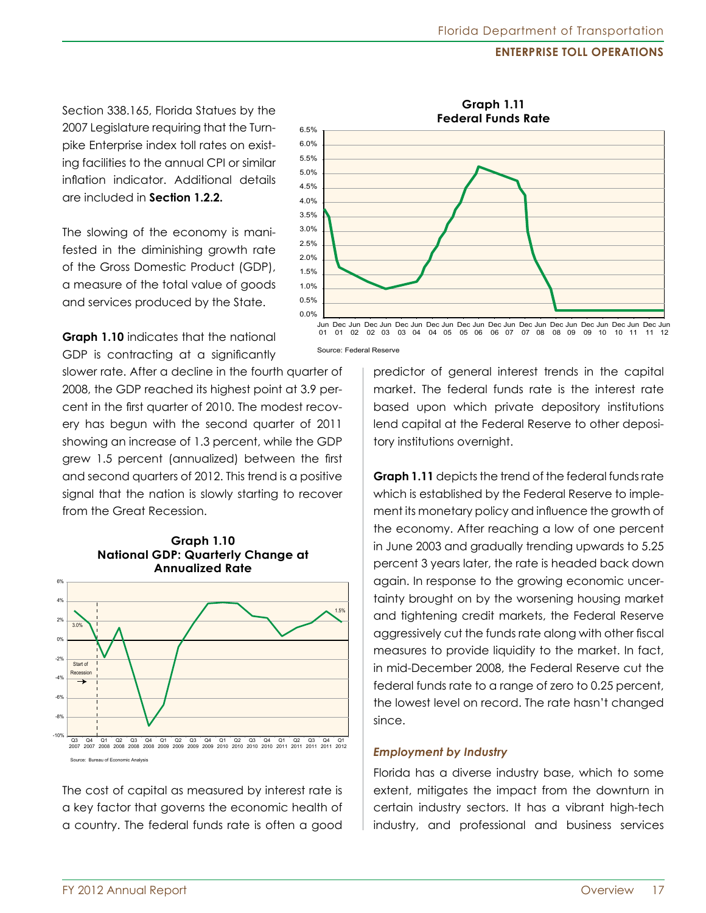Section 338.165, Florida Statues by the 2007 Legislature requiring that the Turnpike Enterprise index toll rates on existing facilities to the annual CPI or similar inflation indicator. Additional details are included in **Section 1.2.2.**

The slowing of the economy is manifested in the diminishing growth rate of the Gross Domestic Product (GDP), a measure of the total value of goods and services produced by the State.

**Graph 1.10** indicates that the national GDP is contracting at a significantly slower rate. After a decline in the fourth quarter of 2008, the GDP reached its highest point at 3.9 percent in the first quarter of 2010. The modest recovery has begun with the second quarter of 2011 showing an increase of 1.3 percent, while the GDP grew 1.5 percent (annualized) between the first and second quarters of 2012. This trend is a positive signal that the nation is slowly starting to recover from the Great Recession.

**Graph 1.10**
**National GDP: Quarterly Change at Annualized Rate**

Source: Bureau of Economic Analysis

The cost of capital as measured by interest rate is a key factor that governs the economic health of a country. The federal funds rate is often a good predictor of general interest trends in the capital market. The federal funds rate is the interest rate based upon which private depository institutions lend capital at the Federal Reserve to other depository institutions overnight.

**Graph 1.11**
**Federal Funds Rate**

Source: Federal Reserve

**Graph 1.11** depicts the trend of the federal funds rate which is established by the Federal Reserve to implement its monetary policy and influence the growth of the economy. After reaching a low of one percent in June 2003 and gradually trending upwards to 5.25 percent 3 years later, the rate is headed back down again. In response to the growing economic uncertainty brought on by the worsening housing market and tightening credit markets, the Federal Reserve aggressively cut the funds rate along with other fiscal measures to provide liquidity to the market. In fact, in mid-December 2008, the Federal Reserve cut the federal funds rate to a range of zero to 0.25 percent, the lowest level on record. The rate hasn't changed since.

### *Employment by Industry*

Florida has a diverse industry base, which to some extent, mitigates the impact from the downturn in certain industry sectors. It has a vibrant high-tech industry, and professional and business services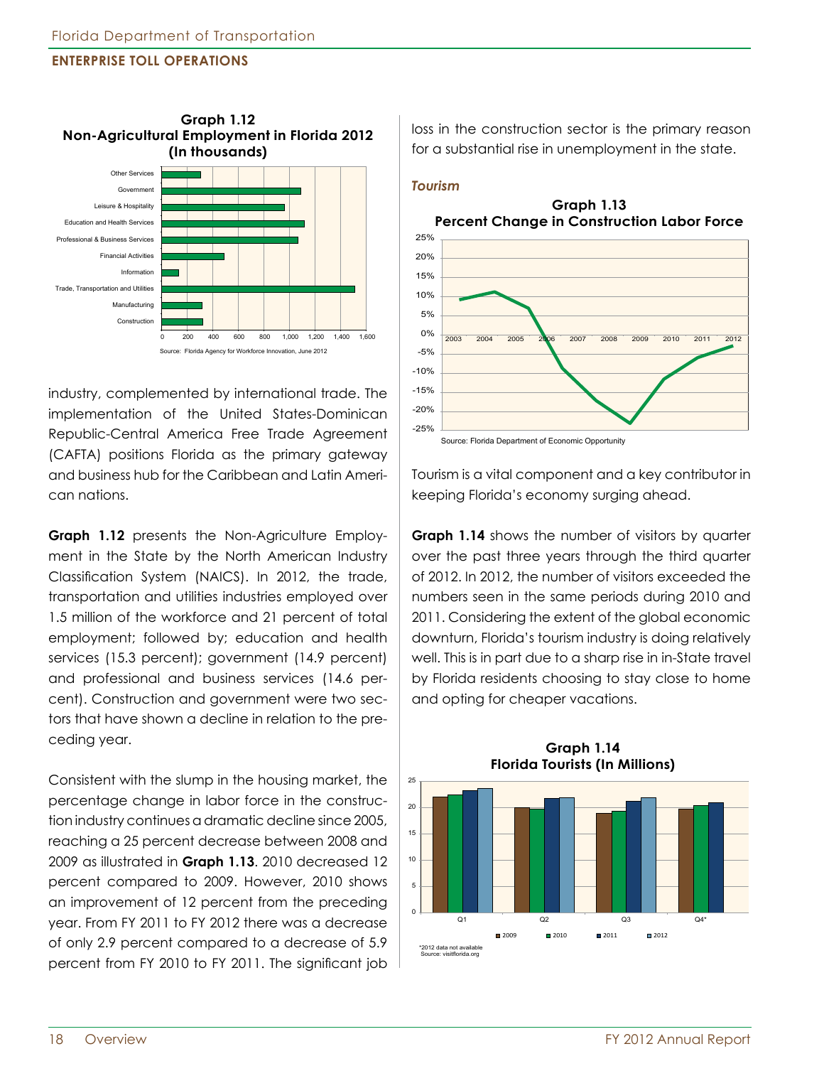**Graph 1.12**
**Non-Agricultural Employment in Florida 2012**
**(In thousands)**

Source: Florida Agency for Workforce Innovation, June 2012

industry, complemented by international trade. The implementation of the United States-Dominican Republic-Central America Free Trade Agreement (CAFTA) positions Florida as the primary gateway and business hub for the Caribbean and Latin American nations.

**Graph 1.12** presents the Non-Agriculture Employment in the State by the North American Industry Classification System (NAICS). In 2012, the trade, transportation and utilities industries employed over 1.5 million of the workforce and 21 percent of total employment; followed by; education and health services (15.3 percent); government (14.9 percent) and professional and business services (14.6 percent). Construction and government were two sectors that have shown a decline in relation to the preceding year.

Consistent with the slump in the housing market, the percentage change in labor force in the construction industry continues a dramatic decline since 2005, reaching a 25 percent decrease between 2008 and 2009 as illustrated in **Graph 1.13**. 2010 decreased 12 percent compared to 2009. However, 2010 shows an improvement of 12 percent from the preceding year. From FY 2011 to FY 2012 there was a decrease of only 2.9 percent compared to a decrease of 5.9 percent from FY 2010 to FY 2011. The significant job loss in the construction sector is the primary reason for a substantial rise in unemployment in the state.

### *Tourism*

**Graph 1.13**
**Percent Change in Construction Labor Force**

Source: Florida Department of Economic Opportunity

Tourism is a vital component and a key contributor in keeping Florida's economy surging ahead.

**Graph 1.14** shows the number of visitors by quarter over the past three years through the third quarter of 2012. In 2012, the number of visitors exceeded the numbers seen in the same periods during 2010 and 2011. Considering the extent of the global economic downturn, Florida's tourism industry is doing relatively well. This is in part due to a sharp rise in in-State travel by Florida residents choosing to stay close to home and opting for cheaper vacations.

**Graph 1.14**
**Florida Tourists (In Millions)**

*2012 data not available
Source: visitflorida.org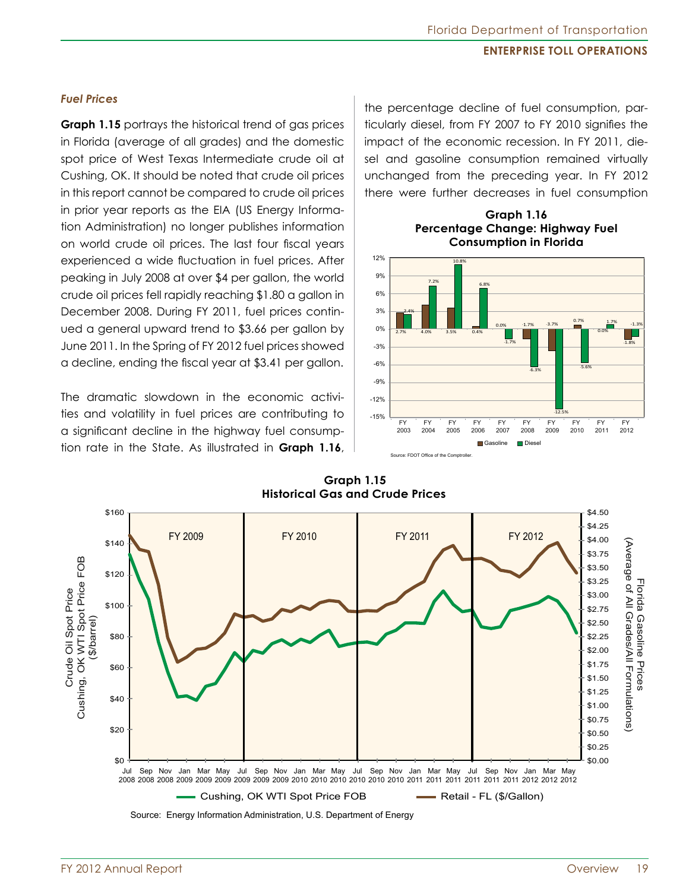### *Fuel Prices*

**Graph 1.15** portrays the historical trend of gas prices in Florida (average of all grades) and the domestic spot price of West Texas Intermediate crude oil at Cushing, OK. It should be noted that crude oil prices in this report cannot be compared to crude oil prices in prior year reports as the EIA (US Energy Information Administration) no longer publishes information on world crude oil prices. The last four fiscal years experienced a wide fluctuation in fuel prices. After peaking in July 2008 at over $4 per gallon, the world crude oil prices fell rapidly reaching $1.80 a gallon in December 2008. During FY 2011, fuel prices continued a general upward trend to $3.66 per gallon by June 2011. In the Spring of FY 2012 fuel prices showed a decline, ending the fiscal year at $3.41 per gallon.

The dramatic slowdown in the economic activities and volatility in fuel prices are contributing to a significant decline in the highway fuel consumption rate in the State. As illustrated in **Graph 1.16**, the percentage decline of fuel consumption, particularly diesel, from FY 2007 to FY 2010 signifies the impact of the economic recession. In FY 2011, diesel and gasoline consumption remained virtually unchanged from the preceding year. In FY 2012 there were further decreases in fuel consumption

**Graph 1.16**
**Percentage Change: Highway Fuel Consumption in Florida**

| | FY 2003 | FY 2004 | FY 2005 | FY 2006 | FY 2007 | FY 2008 | FY 2009 | FY 2010 | FY 2011 | FY 2012 |
|---|---|---|---|---|---|---|---|---|---|---|
| Gasoline | 2.7% | 4.0% | 3.5% | 0.4% | 0.0% | -1.7% | -3.7% | 0.7% | 0.0% | -1.8% |
| Diesel | 2.4% | 7.2% | 10.8% | 6.8% | -1.7% | -6.3% | -12.5% | -5.6% | 1.7% | -1.3% |

Source: FDOT Office of the Comptroller.

**Graph 1.15**
**Historical Gas and Crude Prices**

Left axis: Crude Oil Spot Price Cushing, OK WTI Spot Price FOB ($/barrel), $0 to $160. Right axis: Florida Gasoline Prices (Average of All Grades/All Formulations), $0.00 to $4.50. Periods: FY 2009, FY 2010, FY 2011, FY 2012 (Jul 2008 – May 2012).

Legend: Cushing, OK WTI Spot Price FOB; Retail - FL ($/Gallon)

Source: Energy Information Administration, U.S. Department of Energy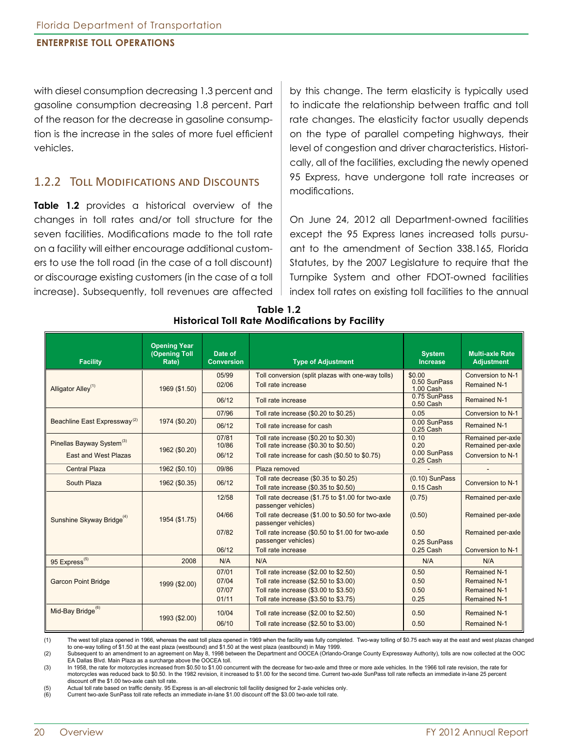with diesel consumption decreasing 1.3 percent and gasoline consumption decreasing 1.8 percent. Part of the reason for the decrease in gasoline consumption is the increase in the sales of more fuel efficient vehicles.

### 1.2.2 Toll Modifications and Discounts

**Table 1.2** provides a historical overview of the changes in toll rates and/or toll structure for the seven facilities. Modifications made to the toll rate on a facility will either encourage additional customers to use the toll road (in the case of a toll discount) or discourage existing customers (in the case of a toll increase). Subsequently, toll revenues are affected by this change. The term elasticity is typically used to indicate the relationship between traffic and toll rate changes. The elasticity factor usually depends on the type of parallel competing highways, their level of congestion and driver characteristics. Historically, all of the facilities, excluding the newly opened 95 Express, have undergone toll rate increases or modifications.

On June 24, 2012 all Department-owned facilities except the 95 Express lanes increased tolls pursuant to the amendment of Section 338.165, Florida Statutes, by the 2007 Legislature to require that the Turnpike System and other FDOT-owned facilities index toll rates on existing toll facilities to the annual

**Table 1.2**
**Historical Toll Rate Modifications by Facility**

| Facility | Opening Year (Opening Toll Rate) | Date of Conversion | Type of Adjustment | System Increase | Multi-axle Rate Adjustment |
|---|---|---|---|---|---|
| Alligator Alley[1] | 1969 ($1.50) | 05/99 | Toll conversion (split plazas with one-way tolls) | $0.00 | Conversion to N-1 |
| | | 02/06 | Toll rate increase | 0.50 SunPass 1.00 Cash | Remained N-1 |
| | | 06/12 | Toll rate increase | 0.75 SunPass 0.50 Cash | Remained N-1 |
| Beachline East Expressway[2] | 1974 ($0.20) | 07/96 | Toll rate increase ($0.20 to $0.25) | 0.05 | Conversion to N-1 |
| | | 06/12 | Toll rate increase for cash | 0.00 SunPass 0.25 Cash | Remained N-1 |
| Pinellas Bayway System[3] | 1962 ($0.20) | 07/81 | Toll rate increase ($0.20 to $0.30) | 0.10 | Remained per-axle |
| | | 10/86 | Toll rate increase ($0.30 to $0.50) | 0.20 | Remained per-axle |
| East and West Plazas | | 06/12 | Toll rate increase for cash ($0.50 to $0.75) | 0.00 SunPass 0.25 Cash | Conversion to N-1 |
| Central Plaza | 1962 ($0.10) | 09/86 | Plaza removed | - | - |
| South Plaza | 1962 ($0.35) | 06/12 | Toll rate decrease ($0.35 to $0.25) Toll rate increase ($0.35 to $0.50) | (0.10) SunPass 0.15 Cash | Conversion to N-1 |
| Sunshine Skyway Bridge[4] | 1954 ($1.75) | 12/58 | Toll rate decrease ($1.75 to $1.00 for two-axle passenger vehicles) | (0.75) | Remained per-axle |
| | | 04/66 | Toll rate decrease ($1.00 to $0.50 for two-axle passenger vehicles) | (0.50) | Remained per-axle |
| | | 07/82 | Toll rate increase ($0.50 to $1.00 for two-axle passenger vehicles) | 0.50 | Remained per-axle |
| | | 06/12 | Toll rate increase | 0.25 SunPass 0.25 Cash | Conversion to N-1 |
| 95 Express[5] | 2008 | N/A | N/A | N/A | N/A |
| Garcon Point Bridge | 1999 ($2.00) | 07/01 | Toll rate increase ($2.00 to $2.50) | 0.50 | Remained N-1 |
| | | 07/04 | Toll rate increase ($2.50 to $3.00) | 0.50 | Remained N-1 |
| | | 07/07 | Toll rate increase ($3.00 to $3.50) | 0.50 | Remained N-1 |
| | | 01/11 | Toll rate increase ($3.50 to $3.75) | 0.25 | Remained N-1 |
| Mid-Bay Bridge[6] | 1993 ($2.00) | 10/04 | Toll rate increase ($2.00 to $2.50) | 0.50 | Remained N-1 |
| | | 06/10 | Toll rate increase ($2.50 to $3.00) | 0.50 | Remained N-1 |

(1) The west toll plaza opened in 1966, whereas the east toll plaza opened in 1969 when the facility was fully completed. Two-way tolling of $0.75 each way at the east and west plazas changed to one-way tolling of $1.50 at the east plaza (westbound) and $1.50 at the west plaza (eastbound) in May 1999.

(2) Subsequent to an amendment to an agreement on May 8, 1998 between the Department and OOCEA (Orlando-Orange County Expressway Authority), tolls are now collected at the OOC EA Dallas Blvd. Main Plaza as a surcharge above the OOCEA toll.

(3) In 1958, the rate for motorcycles increased from $0.50 to $1.00 concurrent with the decrease for two-axle amd three or more axle vehicles. In the 1966 toll rate revision, the rate for motorcycles was reduced back to $0.50. In the 1982 revision, it increased to $1.00 for the second time. Current two-axle SunPass toll rate reflects an immediate in-lane 25 percent discount off the $1.00 two-axle cash toll rate.

(5) Actual toll rate based on traffic density. 95 Express is an-all electronic toll facility designed for 2-axle vehicles only.

(6) Current two-axle SunPass toll rate reflects an immediate in-lane $1.00 discount off the $3.00 two-axle toll rate.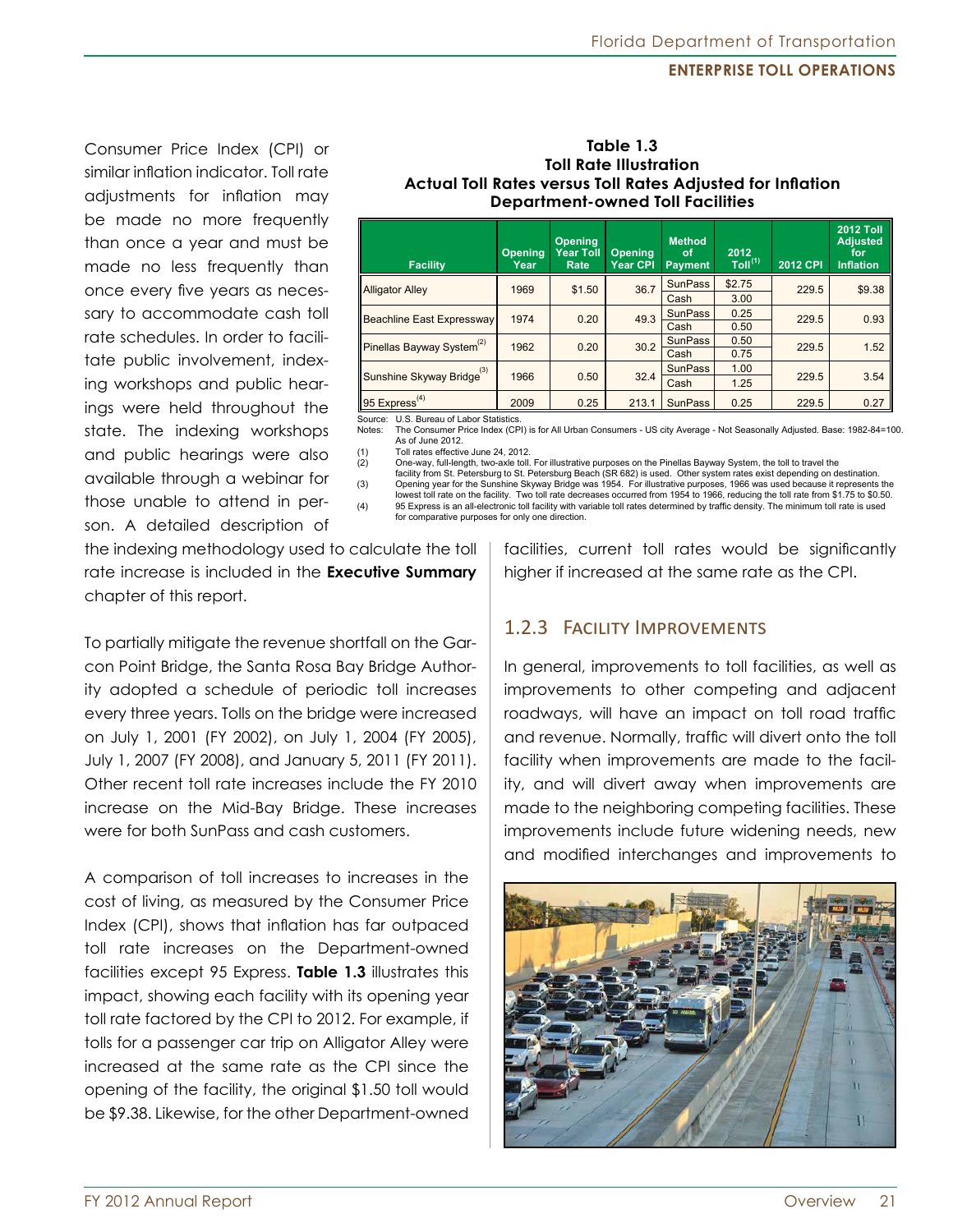Consumer Price Index (CPI) or similar inflation indicator. Toll rate adjustments for inflation may be made no more frequently than once a year and must be made no less frequently than once every five years as necessary to accommodate cash toll rate schedules. In order to facilitate public involvement, indexing workshops and public hearings were held throughout the state. The indexing workshops and public hearings were also available through a webinar for those unable to attend in person. A detailed description of the indexing methodology used to calculate the toll rate increase is included in the **Executive Summary** chapter of this report.

**Table 1.3**
**Toll Rate Illustration**
**Actual Toll Rates versus Toll Rates Adjusted for Inflation**
**Department-owned Toll Facilities**

| Facility | Opening Year | Opening Year Toll Rate | Opening Year CPI | Method of Payment | 2012 Toll[(1)] | 2012 CPI | 2012 Toll Adjusted for Inflation |
|---|---|---|---|---|---|---|---|
| Alligator Alley | 1969 | $1.50 | 36.7 | SunPass | $2.75 | 229.5 | $9.38 |
| | | | | Cash | 3.00 | | |
| Beachline East Expressway | 1974 | 0.20 | 49.3 | SunPass | 0.25 | 229.5 | 0.93 |
| | | | | Cash | 0.50 | | |
| Pinellas Bayway System[(2)] | 1962 | 0.20 | 30.2 | SunPass | 0.50 | 229.5 | 1.52 |
| | | | | Cash | 0.75 | | |
| Sunshine Skyway Bridge[(3)] | 1966 | 0.50 | 32.4 | SunPass | 1.00 | 229.5 | 3.54 |
| | | | | Cash | 1.25 | | |
| 95 Express[(4)] | 2009 | 0.25 | 213.1 | SunPass | 0.25 | 229.5 | 0.27 |

Source: U.S. Bureau of Labor Statistics.
Notes: The Consumer Price Index (CPI) is for All Urban Consumers - US city Average - Not Seasonally Adjusted. Base: 1982-84=100. As of June 2012.
(1) Toll rates effective June 24, 2012.
(2) One-way, full-length, two-axle toll. For illustrative purposes on the Pinellas Bayway System, the toll to travel the facility from St. Petersburg to St. Petersburg Beach (SR 682) is used. Other system rates exist depending on destination.
(3) Opening year for the Sunshine Skyway Bridge was 1954. For illustrative purposes, 1966 was used because it represents the lowest toll rate on the facility. Two toll rate decreases occurred from 1954 to 1966, reducing the toll rate from $1.75 to $0.50.
(4) 95 Express is an all-electronic toll facility with variable toll rates determined by traffic density. The minimum toll rate is used for comparative purposes for only one direction.

To partially mitigate the revenue shortfall on the Garcon Point Bridge, the Santa Rosa Bay Bridge Authority adopted a schedule of periodic toll increases every three years. Tolls on the bridge were increased on July 1, 2001 (FY 2002), on July 1, 2004 (FY 2005), July 1, 2007 (FY 2008), and January 5, 2011 (FY 2011). Other recent toll rate increases include the FY 2010 increase on the Mid-Bay Bridge. These increases were for both SunPass and cash customers.

A comparison of toll increases to increases in the cost of living, as measured by the Consumer Price Index (CPI), shows that inflation has far outpaced toll rate increases on the Department-owned facilities except 95 Express. **Table 1.3** illustrates this impact, showing each facility with its opening year toll rate factored by the CPI to 2012. For example, if tolls for a passenger car trip on Alligator Alley were increased at the same rate as the CPI since the opening of the facility, the original $1.50 toll would be $9.38. Likewise, for the other Department-owned facilities, current toll rates would be significantly higher if increased at the same rate as the CPI.

### 1.2.3 Facility Improvements

In general, improvements to toll facilities, as well as improvements to other competing and adjacent roadways, will have an impact on toll road traffic and revenue. Normally, traffic will divert onto the toll facility when improvements are made to the facility, and will divert away when improvements are made to the neighboring competing facilities. These improvements include future widening needs, new and modified interchanges and improvements to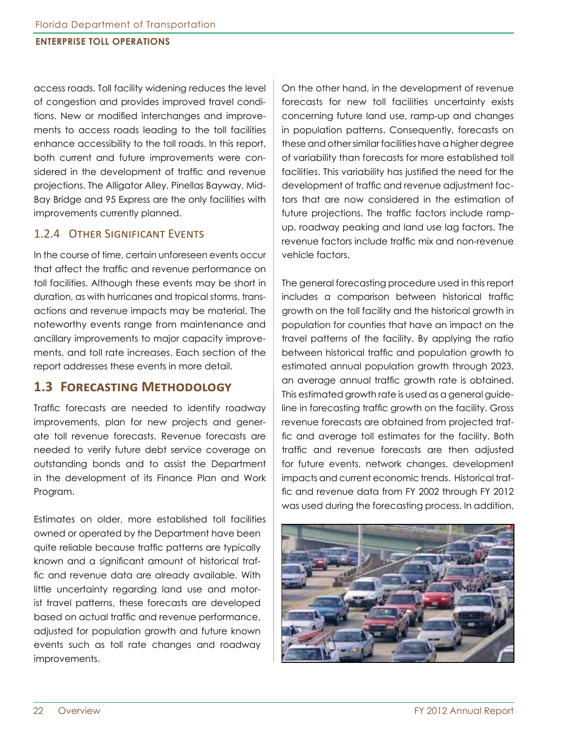access roads. Toll facility widening reduces the level of congestion and provides improved travel conditions. New or modified interchanges and improvements to access roads leading to the toll facilities enhance accessibility to the toll roads. In this report, both current and future improvements were considered in the development of traffic and revenue projections. The Alligator Alley, Pinellas Bayway, Mid-Bay Bridge and 95 Express are the only facilities with improvements currently planned.

### 1.2.4 Other Significant Events

In the course of time, certain unforeseen events occur that affect the traffic and revenue performance on toll facilities. Although these events may be short in duration, as with hurricanes and tropical storms, transactions and revenue impacts may be material. The noteworthy events range from maintenance and ancillary improvements to major capacity improvements, and toll rate increases. Each section of the report addresses these events in more detail.

## 1.3 Forecasting Methodology

Traffic forecasts are needed to identify roadway improvements, plan for new projects and generate toll revenue forecasts. Revenue forecasts are needed to verify future debt service coverage on outstanding bonds and to assist the Department in the development of its Finance Plan and Work Program.

Estimates on older, more established toll facilities owned or operated by the Department have been quite reliable because traffic patterns are typically known and a significant amount of historical traffic and revenue data are already available. With little uncertainty regarding land use and motorist travel patterns, these forecasts are developed based on actual traffic and revenue performance, adjusted for population growth and future known events such as toll rate changes and roadway improvements.

On the other hand, in the development of revenue forecasts for new toll facilities uncertainty exists concerning future land use, ramp-up and changes in population patterns. Consequently, forecasts on these and other similar facilities have a higher degree of variability than forecasts for more established toll facilities. This variability has justified the need for the development of traffic and revenue adjustment factors that are now considered in the estimation of future projections. The traffic factors include ramp-up, roadway peaking and land use lag factors. The revenue factors include traffic mix and non-revenue vehicle factors.

The general forecasting procedure used in this report includes a comparison between historical traffic growth on the toll facility and the historical growth in population for counties that have an impact on the travel patterns of the facility. By applying the ratio between historical traffic and population growth to estimated annual population growth through 2023, an average annual traffic growth rate is obtained. This estimated growth rate is used as a general guideline in forecasting traffic growth on the facility. Gross revenue forecasts are obtained from projected traffic and average toll estimates for the facility. Both traffic and revenue forecasts are then adjusted for future events, network changes, development impacts and current economic trends. Historical traffic and revenue data from FY 2002 through FY 2012 was used during the forecasting process. In addition,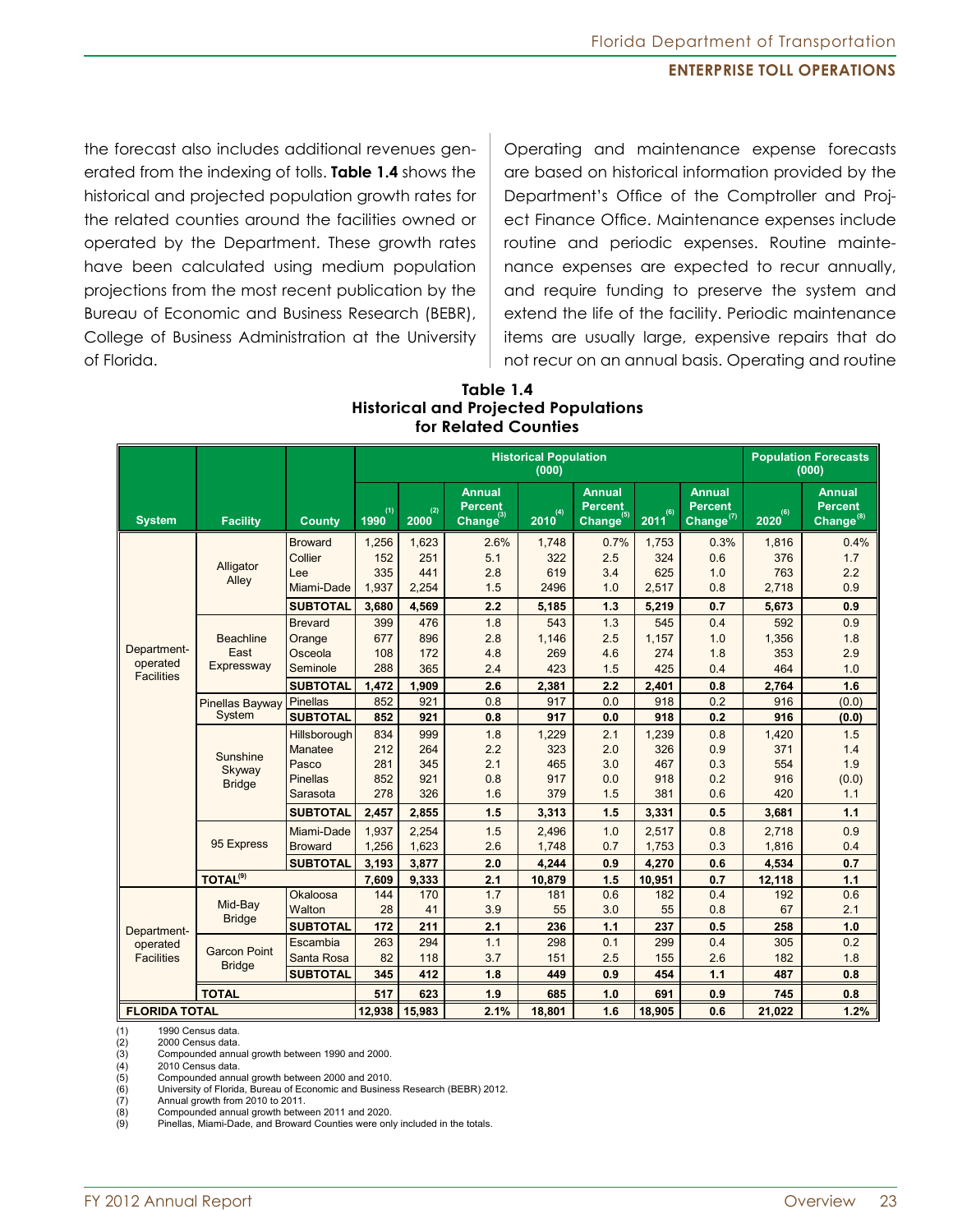the forecast also includes additional revenues generated from the indexing of tolls. **Table 1.4** shows the historical and projected population growth rates for the related counties around the facilities owned or operated by the Department. These growth rates have been calculated using medium population projections from the most recent publication by the Bureau of Economic and Business Research (BEBR), College of Business Administration at the University of Florida.

Operating and maintenance expense forecasts are based on historical information provided by the Department's Office of the Comptroller and Project Finance Office. Maintenance expenses include routine and periodic expenses. Routine maintenance expenses are expected to recur annually, and require funding to preserve the system and extend the life of the facility. Periodic maintenance items are usually large, expensive repairs that do not recur on an annual basis. Operating and routine

**Table 1.4**
**Historical and Projected Populations for Related Counties**

| System | Facility | County | Historical Population (000) | | | | | | | Population Forecasts (000) | |
|---|---|---|---|---|---|---|---|---|---|---|---|
| | | | 1990 (1) | 2000 (2) | Annual Percent Change (3) | 2010 (4) | Annual Percent Change (5) | 2011 (6) | Annual Percent Change (7) | 2020 (6) | Annual Percent Change (8) |
| Department-operated Facilities | Alligator Alley | Broward | 1,256 | 1,623 | 2.6% | 1,748 | 0.7% | 1,753 | 0.3% | 1,816 | 0.4% |
| | | Collier | 152 | 251 | 5.1 | 322 | 2.5 | 324 | 0.6 | 376 | 1.7 |
| | | Lee | 335 | 441 | 2.8 | 619 | 3.4 | 625 | 1.0 | 763 | 2.2 |
| | | Miami-Dade | 1,937 | 2,254 | 1.5 | 2496 | 1.0 | 2,517 | 0.8 | 2,718 | 0.9 |
| | | **SUBTOTAL** | **3,680** | **4,569** | **2.2** | **5,185** | **1.3** | **5,219** | **0.7** | **5,673** | **0.9** |
| | Beachline East Expressway | Brevard | 399 | 476 | 1.8 | 543 | 1.3 | 545 | 0.4 | 592 | 0.9 |
| | | Orange | 677 | 896 | 2.8 | 1,146 | 2.5 | 1,157 | 1.0 | 1,356 | 1.8 |
| | | Osceola | 108 | 172 | 4.8 | 269 | 4.6 | 274 | 1.8 | 353 | 2.9 |
| | | Seminole | 288 | 365 | 2.4 | 423 | 1.5 | 425 | 0.4 | 464 | 1.0 |
| | | **SUBTOTAL** | **1,472** | **1,909** | **2.6** | **2,381** | **2.2** | **2,401** | **0.8** | **2,764** | **1.6** |
| | Pinellas Bayway System | Pinellas | 852 | 921 | 0.8 | 917 | 0.0 | 918 | 0.2 | 916 | (0.0) |
| | | **SUBTOTAL** | **852** | **921** | **0.8** | **917** | **0.0** | **918** | **0.2** | **916** | **(0.0)** |
| | Sunshine Skyway Bridge | Hillsborough | 834 | 999 | 1.8 | 1,229 | 2.1 | 1,239 | 0.8 | 1,420 | 1.5 |
| | | Manatee | 212 | 264 | 2.2 | 323 | 2.0 | 326 | 0.9 | 371 | 1.4 |
| | | Pasco | 281 | 345 | 2.1 | 465 | 3.0 | 467 | 0.3 | 554 | 1.9 |
| | | Pinellas | 852 | 921 | 0.8 | 917 | 0.0 | 918 | 0.2 | 916 | (0.0) |
| | | Sarasota | 278 | 326 | 1.6 | 379 | 1.5 | 381 | 0.6 | 420 | 1.1 |
| | | **SUBTOTAL** | **2,457** | **2,855** | **1.5** | **3,313** | **1.5** | **3,331** | **0.5** | **3,681** | **1.1** |
| | 95 Express | Miami-Dade | 1,937 | 2,254 | 1.5 | 2,496 | 1.0 | 2,517 | 0.8 | 2,718 | 0.9 |
| | | Broward | 1,256 | 1,623 | 2.6 | 1,748 | 0.7 | 1,753 | 0.3 | 1,816 | 0.4 |
| | | **SUBTOTAL** | **3,193** | **3,877** | **2.0** | **4,244** | **0.9** | **4,270** | **0.6** | **4,534** | **0.7** |
| | **TOTAL**[9] | | **7,609** | **9,333** | **2.1** | **10,879** | **1.5** | **10,951** | **0.7** | **12,118** | **1.1** |
| Department-operated Facilities | Mid-Bay Bridge | Okaloosa | 144 | 170 | 1.7 | 181 | 0.6 | 182 | 0.4 | 192 | 0.6 |
| | | Walton | 28 | 41 | 3.9 | 55 | 3.0 | 55 | 0.8 | 67 | 2.1 |
| | | **SUBTOTAL** | **172** | **211** | **2.1** | **236** | **1.1** | **237** | **0.5** | **258** | **1.0** |
| | Garcon Point Bridge | Escambia | 263 | 294 | 1.1 | 298 | 0.1 | 299 | 0.4 | 305 | 0.2 |
| | | Santa Rosa | 82 | 118 | 3.7 | 151 | 2.5 | 155 | 2.6 | 182 | 1.8 |
| | | **SUBTOTAL** | **345** | **412** | **1.8** | **449** | **0.9** | **454** | **1.1** | **487** | **0.8** |
| | **TOTAL** | | **517** | **623** | **1.9** | **685** | **1.0** | **691** | **0.9** | **745** | **0.8** |
| **FLORIDA TOTAL** | | | **12,938** | **15,983** | **2.1%** | **18,801** | **1.6** | **18,905** | **0.6** | **21,022** | **1.2%** |

(1) 1990 Census data.
(2) 2000 Census data.
(3) Compounded annual growth between 1990 and 2000.
(4) 2010 Census data.
(5) Compounded annual growth between 2000 and 2010.
(6) University of Florida, Bureau of Economic and Business Research (BEBR) 2012.
(7) Annual growth from 2010 to 2011.
(8) Compounded annual growth between 2011 and 2020.
(9) Pinellas, Miami-Dade, and Broward Counties were only included in the totals.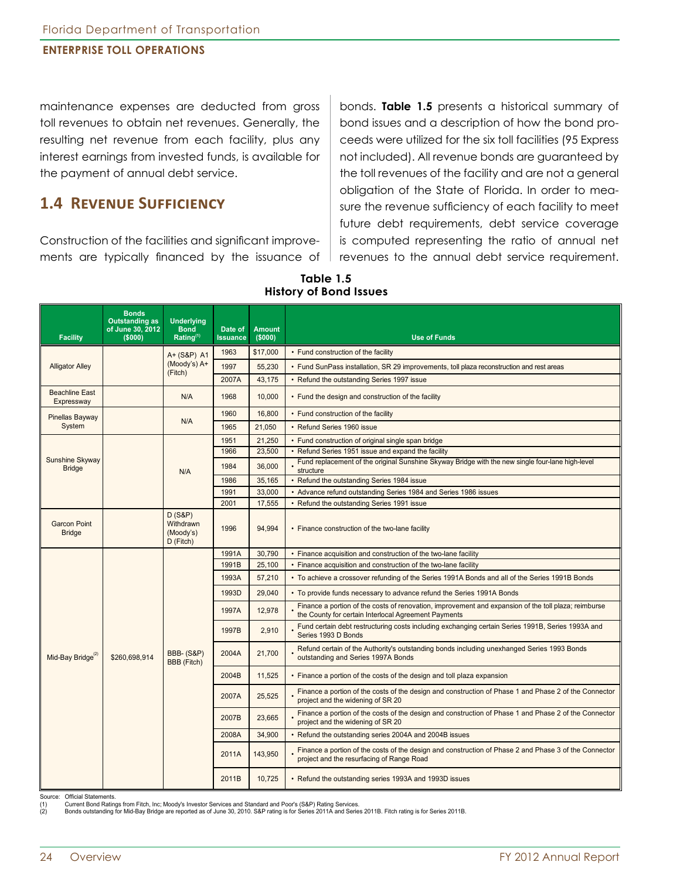maintenance expenses are deducted from gross toll revenues to obtain net revenues. Generally, the resulting net revenue from each facility, plus any interest earnings from invested funds, is available for the payment of annual debt service.

## 1.4 Revenue Sufficiency

Construction of the facilities and significant improvements are typically financed by the issuance of bonds. **Table 1.5** presents a historical summary of bond issues and a description of how the bond proceeds were utilized for the six toll facilities (95 Express not included). All revenue bonds are guaranteed by the toll revenues of the facility and are not a general obligation of the State of Florida. In order to measure the revenue sufficiency of each facility to meet future debt requirements, debt service coverage is computed representing the ratio of annual net revenues to the annual debt service requirement.

**Table 1.5**
**History of Bond Issues**

| Facility | Bonds Outstanding as of June 30, 2012 ($000) | Underlying Bond Rating[1] | Date of Issuance | Amount ($000) | Use of Funds |
|---|---|---|---|---|---|
| Alligator Alley | | A+ (S&P) A1 (Moody's) A+ (Fitch) | 1963 | $17,000 | • Fund construction of the facility |
| | | | 1997 | 55,230 | • Fund SunPass installation, SR 29 improvements, toll plaza reconstruction and rest areas |
| | | | 2007A | 43,175 | • Refund the outstanding Series 1997 issue |
| Beachline East Expressway | | N/A | 1968 | 10,000 | • Fund the design and construction of the facility |
| Pinellas Bayway System | | N/A | 1960 | 16,800 | • Fund construction of the facility |
| | | | 1965 | 21,050 | • Refund Series 1960 issue |
| Sunshine Skyway Bridge | | N/A | 1951 | 21,250 | • Fund construction of original single span bridge |
| | | | 1966 | 23,500 | • Refund Series 1951 issue and expand the facility |
| | | | 1984 | 36,000 | • Fund replacement of the original Sunshine Skyway Bridge with the new single four-lane high-level structure |
| | | | 1986 | 35,165 | • Refund the outstanding Series 1984 issue |
| | | | 1991 | 33,000 | • Advance refund outstanding Series 1984 and Series 1986 issues |
| | | | 2001 | 17,555 | • Refund the outstanding Series 1991 issue |
| Garcon Point Bridge | | D (S&P) Withdrawn (Moody's) D (Fitch) | 1996 | 94,994 | • Finance construction of the two-lane facility |
| Mid-Bay Bridge[2] | $260,698,914 | BBB- (S&P) BBB (Fitch) | 1991A | 30,790 | • Finance acquisition and construction of the two-lane facility |
| | | | 1991B | 25,100 | • Finance acquisition and construction of the two-lane facility |
| | | | 1993A | 57,210 | • To achieve a crossover refunding of the Series 1991A Bonds and all of the Series 1991B Bonds |
| | | | 1993D | 29,040 | • To provide funds necessary to advance refund the Series 1991A Bonds |
| | | | 1997A | 12,978 | • Finance a portion of the costs of renovation, improvement and expansion of the toll plaza; reimburse the County for certain Interlocal Agreement Payments |
| | | | 1997B | 2,910 | • Fund certain debt restructuring costs including exchanging certain Series 1991B, Series 1993A and Series 1993 D Bonds |
| | | | 2004A | 21,700 | • Refund certain of the Authority's outstanding bonds including unexchanged Series 1993 Bonds outstanding and Series 1997A Bonds |
| | | | 2004B | 11,525 | • Finance a portion of the costs of the design and toll plaza expansion |
| | | | 2007A | 25,525 | • Finance a portion of the costs of the design and construction of Phase 1 and Phase 2 of the Connector project and the widening of SR 20 |
| | | | 2007B | 23,665 | • Finance a portion of the costs of the design and construction of Phase 1 and Phase 2 of the Connector project and the widening of SR 20 |
| | | | 2008A | 34,900 | • Refund the outstanding series 2004A and 2004B issues |
| | | | 2011A | 143,950 | • Finance a portion of the costs of the design and construction of Phase 2 and Phase 3 of the Connector project and the resurfacing of Range Road |
| | | | 2011B | 10,725 | • Refund the outstanding series 1993A and 1993D issues |

Source: Official Statements.
(1) Current Bond Ratings from Fitch, Inc; Moody's Investor Services and Standard and Poor's (S&P) Rating Services.
(2) Bonds outstanding for Mid-Bay Bridge are reported as of June 30, 2010. S&P rating is for Series 2011A and Series 2011B. Fitch rating is for Series 2011B.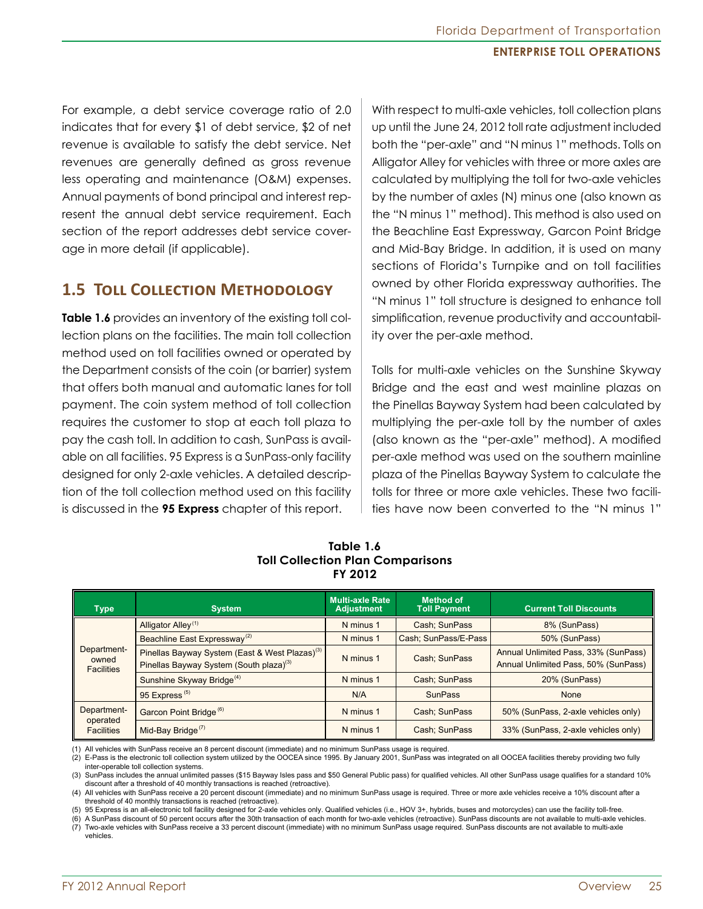For example, a debt service coverage ratio of 2.0 indicates that for every $1 of debt service, $2 of net revenue is available to satisfy the debt service. Net revenues are generally defined as gross revenue less operating and maintenance (O&M) expenses. Annual payments of bond principal and interest represent the annual debt service requirement. Each section of the report addresses debt service coverage in more detail (if applicable).

## 1.5 Toll Collection Methodology

**Table 1.6** provides an inventory of the existing toll collection plans on the facilities. The main toll collection method used on toll facilities owned or operated by the Department consists of the coin (or barrier) system that offers both manual and automatic lanes for toll payment. The coin system method of toll collection requires the customer to stop at each toll plaza to pay the cash toll. In addition to cash, SunPass is available on all facilities. 95 Express is a SunPass-only facility designed for only 2-axle vehicles. A detailed description of the toll collection method used on this facility is discussed in the **95 Express** chapter of this report.

With respect to multi-axle vehicles, toll collection plans up until the June 24, 2012 toll rate adjustment included both the "per-axle" and "N minus 1" methods. Tolls on Alligator Alley for vehicles with three or more axles are calculated by multiplying the toll for two-axle vehicles by the number of axles (N) minus one (also known as the "N minus 1" method). This method is also used on the Beachline East Expressway, Garcon Point Bridge and Mid-Bay Bridge. In addition, it is used on many sections of Florida's Turnpike and on toll facilities owned by other Florida expressway authorities. The "N minus 1" toll structure is designed to enhance toll simplification, revenue productivity and accountability over the per-axle method.

Tolls for multi-axle vehicles on the Sunshine Skyway Bridge and the east and west mainline plazas on the Pinellas Bayway System had been calculated by multiplying the per-axle toll by the number of axles (also known as the "per-axle" method). A modified per-axle method was used on the southern mainline plaza of the Pinellas Bayway System to calculate the tolls for three or more axle vehicles. These two facilities have now been converted to the "N minus 1"

**Table 1.6**
**Toll Collection Plan Comparisons**
**FY 2012**

| Type | System | Multi-axle Rate Adjustment | Method of Toll Payment | Current Toll Discounts |
|---|---|---|---|---|
| Department-owned Facilities | Alligator Alley [1] | N minus 1 | Cash; SunPass | 8% (SunPass) |
| | Beachline East Expressway [2] | N minus 1 | Cash; SunPass/E-Pass | 50% (SunPass) |
| | Pinellas Bayway System (East & West Plazas) [3]<br>Pinellas Bayway System (South plaza) [3] | N minus 1 | Cash; SunPass | Annual Unlimited Pass, 33% (SunPass)<br>Annual Unlimited Pass, 50% (SunPass) |
| | Sunshine Skyway Bridge [4] | N minus 1 | Cash; SunPass | 20% (SunPass) |
| | 95 Express [5] | N/A | SunPass | None |
| Department-operated Facilities | Garcon Point Bridge [6] | N minus 1 | Cash; SunPass | 50% (SunPass, 2-axle vehicles only) |
| | Mid-Bay Bridge [7] | N minus 1 | Cash; SunPass | 33% (SunPass, 2-axle vehicles only) |

(1) All vehicles with SunPass receive an 8 percent discount (immediate) and no minimum SunPass usage is required.
(2) E-Pass is the electronic toll collection system utilized by the OOCEA since 1995. By January 2001, SunPass was integrated on all OOCEA facilities thereby providing two fully inter-operable toll collection systems.
(3) SunPass includes the annual unlimited passes ($15 Bayway Isles pass and $50 General Public pass) for qualified vehicles. All other SunPass usage qualifies for a standard 10% discount after a threshold of 40 monthly transactions is reached (retroactive).
(4) All vehicles with SunPass receive a 20 percent discount (immediate) and no minimum SunPass usage is required. Three or more axle vehicles receive a 10% discount after a threshold of 40 monthly transactions is reached (retroactive).
(5) 95 Express is an all-electronic toll facility designed for 2-axle vehicles only. Qualified vehicles (i.e., HOV 3+, hybrids, buses and motorcycles) can use the facility toll-free.
(6) A SunPass discount of 50 percent occurs after the 30th transaction of each month for two-axle vehicles (retroactive). SunPass discounts are not available to multi-axle vehicles.
(7) Two-axle vehicles with SunPass receive a 33 percent discount (immediate) with no minimum SunPass usage required. SunPass discounts are not available to multi-axle vehicles.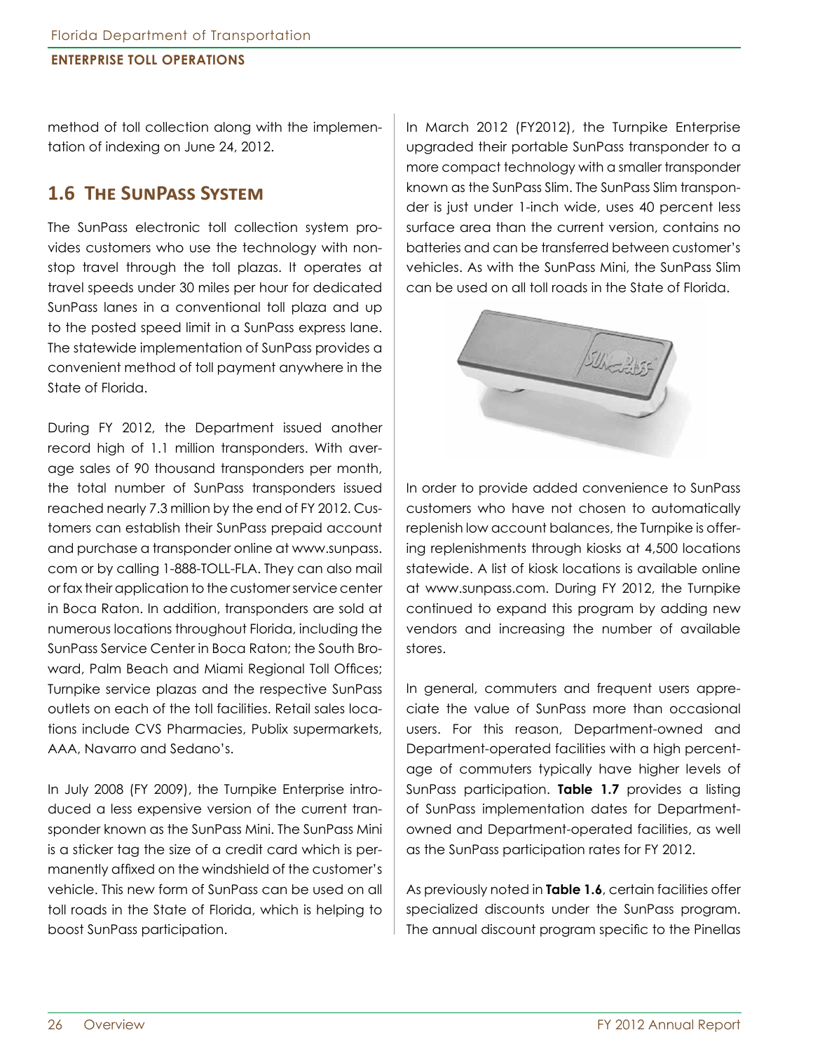method of toll collection along with the implementation of indexing on June 24, 2012.

## 1.6 The SunPass System

The SunPass electronic toll collection system provides customers who use the technology with nonstop travel through the toll plazas. It operates at travel speeds under 30 miles per hour for dedicated SunPass lanes in a conventional toll plaza and up to the posted speed limit in a SunPass express lane. The statewide implementation of SunPass provides a convenient method of toll payment anywhere in the State of Florida.

During FY 2012, the Department issued another record high of 1.1 million transponders. With average sales of 90 thousand transponders per month, the total number of SunPass transponders issued reached nearly 7.3 million by the end of FY 2012. Customers can establish their SunPass prepaid account and purchase a transponder online at www.sunpass.com or by calling 1-888-TOLL-FLA. They can also mail or fax their application to the customer service center in Boca Raton. In addition, transponders are sold at numerous locations throughout Florida, including the SunPass Service Center in Boca Raton; the South Broward, Palm Beach and Miami Regional Toll Offices; Turnpike service plazas and the respective SunPass outlets on each of the toll facilities. Retail sales locations include CVS Pharmacies, Publix supermarkets, AAA, Navarro and Sedano's.

In July 2008 (FY 2009), the Turnpike Enterprise introduced a less expensive version of the current transponder known as the SunPass Mini. The SunPass Mini is a sticker tag the size of a credit card which is permanently affixed on the windshield of the customer's vehicle. This new form of SunPass can be used on all toll roads in the State of Florida, which is helping to boost SunPass participation.

In March 2012 (FY2012), the Turnpike Enterprise upgraded their portable SunPass transponder to a more compact technology with a smaller transponder known as the SunPass Slim. The SunPass Slim transponder is just under 1-inch wide, uses 40 percent less surface area than the current version, contains no batteries and can be transferred between customer's vehicles. As with the SunPass Mini, the SunPass Slim can be used on all toll roads in the State of Florida.

In order to provide added convenience to SunPass customers who have not chosen to automatically replenish low account balances, the Turnpike is offering replenishments through kiosks at 4,500 locations statewide. A list of kiosk locations is available online at www.sunpass.com. During FY 2012, the Turnpike continued to expand this program by adding new vendors and increasing the number of available stores.

In general, commuters and frequent users appreciate the value of SunPass more than occasional users. For this reason, Department-owned and Department-operated facilities with a high percentage of commuters typically have higher levels of SunPass participation. **Table 1.7** provides a listing of SunPass implementation dates for Department-owned and Department-operated facilities, as well as the SunPass participation rates for FY 2012.

As previously noted in **Table 1.6**, certain facilities offer specialized discounts under the SunPass program. The annual discount program specific to the Pinellas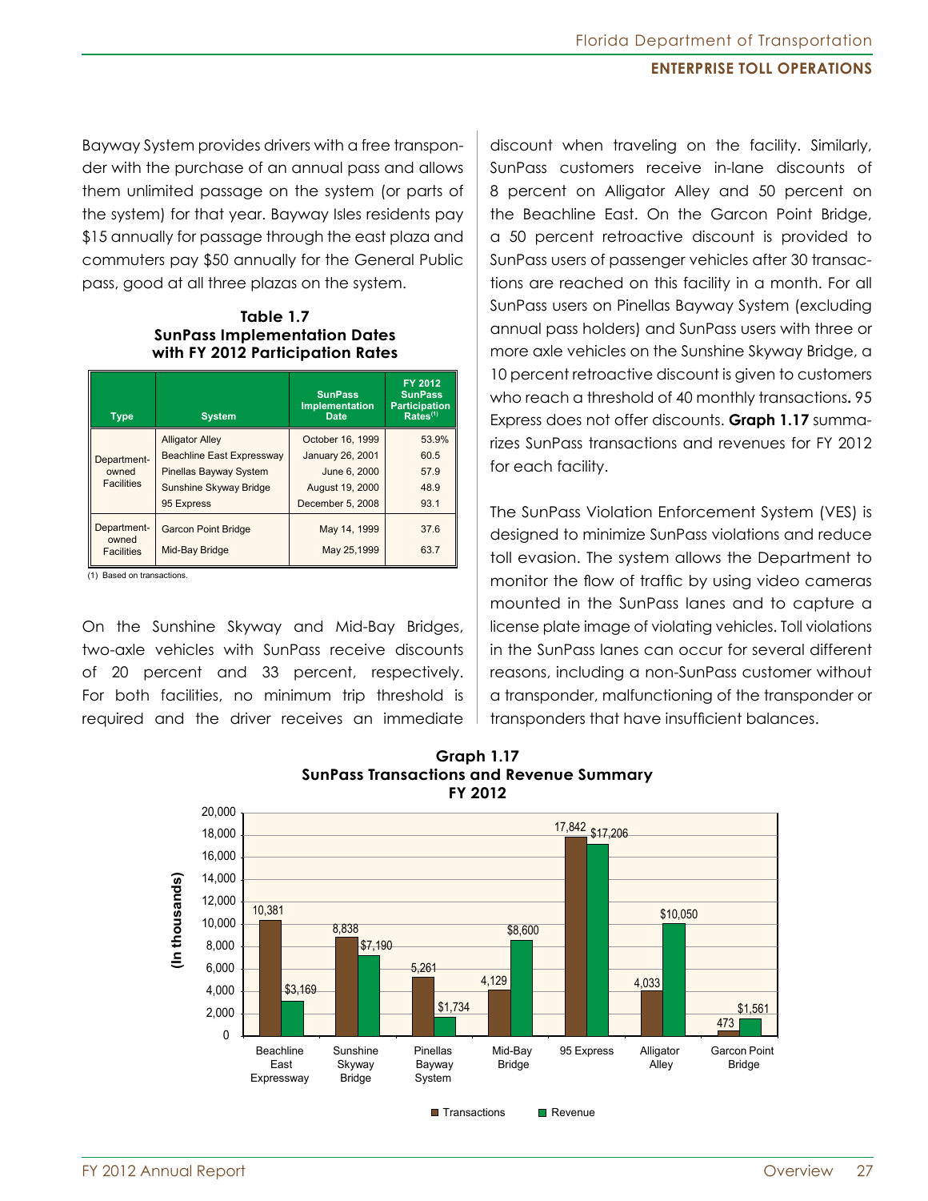Bayway System provides drivers with a free transponder with the purchase of an annual pass and allows them unlimited passage on the system (or parts of the system) for that year. Bayway Isles residents pay $15 annually for passage through the east plaza and commuters pay $50 annually for the General Public pass, good at all three plazas on the system.

**Table 1.7**
**SunPass Implementation Dates with FY 2012 Participation Rates**

| Type | System | SunPass Implementation Date | FY 2012 SunPass Participation Rates[1] |
|---|---|---|---|
| Department-owned Facilities | Alligator Alley | October 16, 1999 | 53.9% |
| | Beachline East Expressway | January 26, 2001 | 60.5 |
| | Pinellas Bayway System | June 6, 2000 | 57.9 |
| | Sunshine Skyway Bridge | August 19, 2000 | 48.9 |
| | 95 Express | December 5, 2008 | 93.1 |
| Department-owned Facilities | Garcon Point Bridge | May 14, 1999 | 37.6 |
| | Mid-Bay Bridge | May 25,1999 | 63.7 |

(1) Based on transactions.

On the Sunshine Skyway and Mid-Bay Bridges, two-axle vehicles with SunPass receive discounts of 20 percent and 33 percent, respectively. For both facilities, no minimum trip threshold is required and the driver receives an immediate discount when traveling on the facility. Similarly, SunPass customers receive in-lane discounts of 8 percent on Alligator Alley and 50 percent on the Beachline East. On the Garcon Point Bridge, a 50 percent retroactive discount is provided to SunPass users of passenger vehicles after 30 transactions are reached on this facility in a month. For all SunPass users on Pinellas Bayway System (excluding annual pass holders) and SunPass users with three or more axle vehicles on the Sunshine Skyway Bridge, a 10 percent retroactive discount is given to customers who reach a threshold of 40 monthly transactions**.** 95 Express does not offer discounts. **Graph 1.17** summarizes SunPass transactions and revenues for FY 2012 for each facility.

The SunPass Violation Enforcement System (VES) is designed to minimize SunPass violations and reduce toll evasion. The system allows the Department to monitor the flow of traffic by using video cameras mounted in the SunPass lanes and to capture a license plate image of violating vehicles. Toll violations in the SunPass lanes can occur for several different reasons, including a non-SunPass customer without a transponder, malfunctioning of the transponder or transponders that have insufficient balances.

**Graph 1.17**
**SunPass Transactions and Revenue Summary**
**FY 2012**

(In thousands)

| Facility | Transactions | Revenue |
|---|---|---|
| Beachline East Expressway | 10,381 | $3,169 |
| Sunshine Skyway Bridge | 8,838 | $7,190 |
| Pinellas Bayway System | 5,261 | $1,734 |
| Mid-Bay Bridge | 4,129 | $8,600 |
| 95 Express | 17,842 | $17,206 |
| Alligator Alley | 4,033 | $10,050 |
| Garcon Point Bridge | 473 | $1,561 |